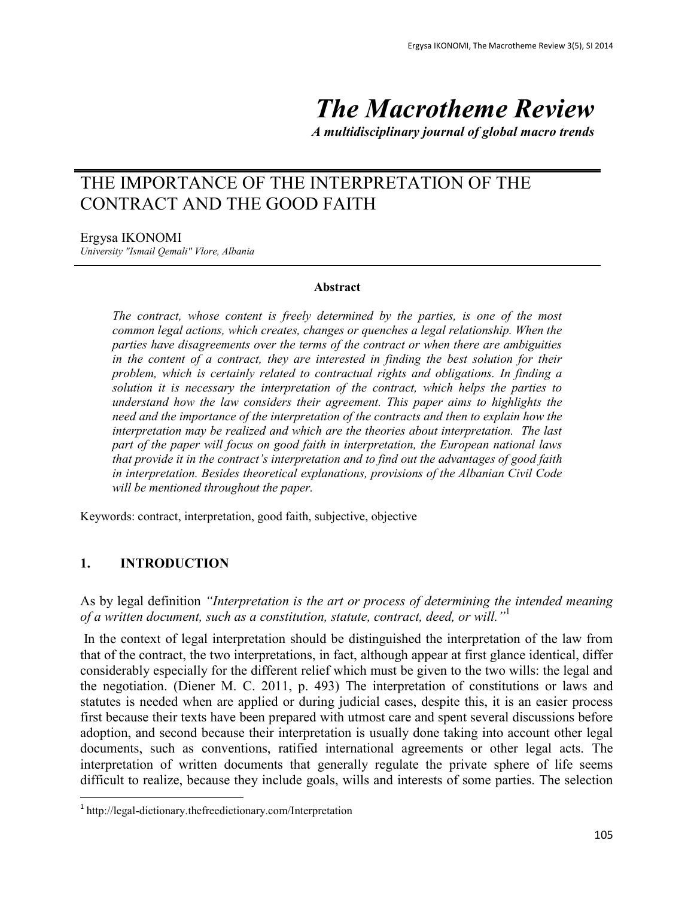# The Macrotheme Review

***A multidisciplinary journal of global macro trends***

## THE IMPORTANCE OF THE INTERPRETATION OF THE CONTRACT AND THE GOOD FAITH

Ergysa IKONOMI
*University "Ismail Qemali" Vlore, Albania*

**Abstract**

*The contract, whose content is freely determined by the parties, is one of the most common legal actions, which creates, changes or quenches a legal relationship. When the parties have disagreements over the terms of the contract or when there are ambiguities in the content of a contract, they are interested in finding the best solution for their problem, which is certainly related to contractual rights and obligations. In finding a solution it is necessary the interpretation of the contract, which helps the parties to understand how the law considers their agreement. This paper aims to highlights the need and the importance of the interpretation of the contracts and then to explain how the interpretation may be realized and which are the theories about interpretation. The last part of the paper will focus on good faith in interpretation, the European national laws that provide it in the contract's interpretation and to find out the advantages of good faith in interpretation. Besides theoretical explanations, provisions of the Albanian Civil Code will be mentioned throughout the paper.*

Keywords: contract, interpretation, good faith, subjective, objective

## 1. INTRODUCTION

As by legal definition *"Interpretation is the art or process of determining the intended meaning of a written document, such as a constitution, statute, contract, deed, or will."*[1]

In the context of legal interpretation should be distinguished the interpretation of the law from that of the contract, the two interpretations, in fact, although appear at first glance identical, differ considerably especially for the different relief which must be given to the two wills: the legal and the negotiation. (Diener M. C. 2011, p. 493) The interpretation of constitutions or laws and statutes is needed when are applied or during judicial cases, despite this, it is an easier process first because their texts have been prepared with utmost care and spent several discussions before adoption, and second because their interpretation is usually done taking into account other legal documents, such as conventions, ratified international agreements or other legal acts. The interpretation of written documents that generally regulate the private sphere of life seems difficult to realize, because they include goals, wills and interests of some parties. The selection

[1] http://legal-dictionary.thefreedictionary.com/Interpretation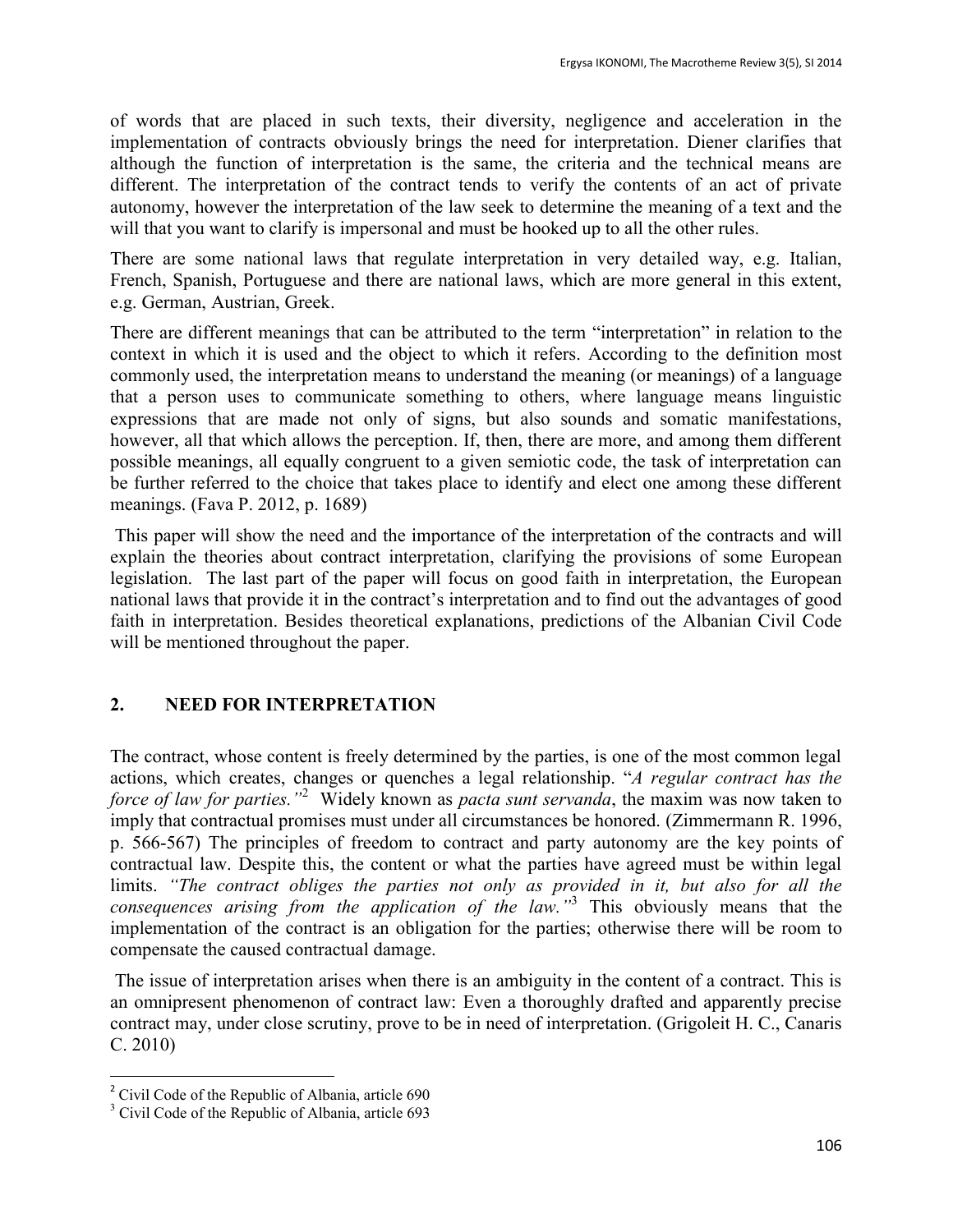of words that are placed in such texts, their diversity, negligence and acceleration in the implementation of contracts obviously brings the need for interpretation. Diener clarifies that although the function of interpretation is the same, the criteria and the technical means are different. The interpretation of the contract tends to verify the contents of an act of private autonomy, however the interpretation of the law seek to determine the meaning of a text and the will that you want to clarify is impersonal and must be hooked up to all the other rules.

There are some national laws that regulate interpretation in very detailed way, e.g. Italian, French, Spanish, Portuguese and there are national laws, which are more general in this extent, e.g. German, Austrian, Greek.

There are different meanings that can be attributed to the term "interpretation" in relation to the context in which it is used and the object to which it refers. According to the definition most commonly used, the interpretation means to understand the meaning (or meanings) of a language that a person uses to communicate something to others, where language means linguistic expressions that are made not only of signs, but also sounds and somatic manifestations, however, all that which allows the perception. If, then, there are more, and among them different possible meanings, all equally congruent to a given semiotic code, the task of interpretation can be further referred to the choice that takes place to identify and elect one among these different meanings. (Fava P. 2012, p. 1689)

This paper will show the need and the importance of the interpretation of the contracts and will explain the theories about contract interpretation, clarifying the provisions of some European legislation. The last part of the paper will focus on good faith in interpretation, the European national laws that provide it in the contract's interpretation and to find out the advantages of good faith in interpretation. Besides theoretical explanations, predictions of the Albanian Civil Code will be mentioned throughout the paper.

## 2. NEED FOR INTERPRETATION

The contract, whose content is freely determined by the parties, is one of the most common legal actions, which creates, changes or quenches a legal relationship. "*A regular contract has the force of law for parties.*"[2] Widely known as *pacta sunt servanda*, the maxim was now taken to imply that contractual promises must under all circumstances be honored. (Zimmermann R. 1996, p. 566-567) The principles of freedom to contract and party autonomy are the key points of contractual law. Despite this, the content or what the parties have agreed must be within legal limits. *"The contract obliges the parties not only as provided in it, but also for all the consequences arising from the application of the law."*[3] This obviously means that the implementation of the contract is an obligation for the parties; otherwise there will be room to compensate the caused contractual damage.

The issue of interpretation arises when there is an ambiguity in the content of a contract. This is an omnipresent phenomenon of contract law: Even a thoroughly drafted and apparently precise contract may, under close scrutiny, prove to be in need of interpretation. (Grigoleit H. C., Canaris C. 2010)

---

[2] Civil Code of the Republic of Albania, article 690

[3] Civil Code of the Republic of Albania, article 693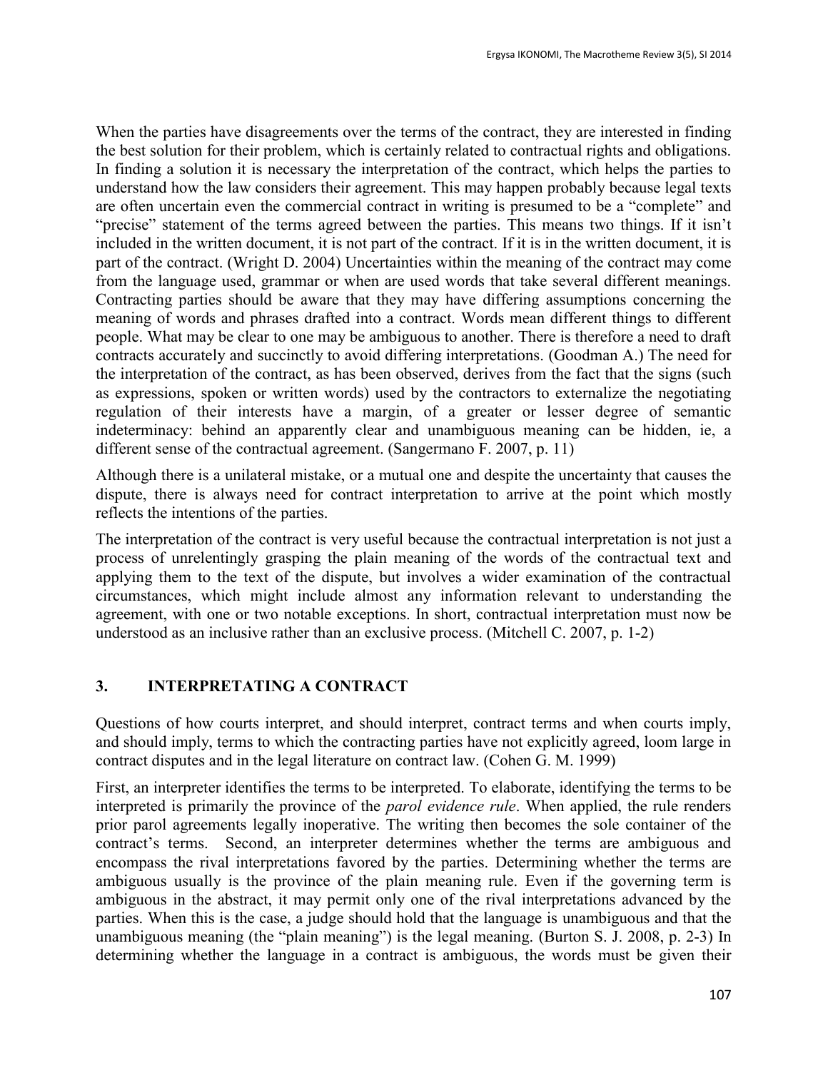When the parties have disagreements over the terms of the contract, they are interested in finding the best solution for their problem, which is certainly related to contractual rights and obligations. In finding a solution it is necessary the interpretation of the contract, which helps the parties to understand how the law considers their agreement. This may happen probably because legal texts are often uncertain even the commercial contract in writing is presumed to be a "complete" and "precise" statement of the terms agreed between the parties. This means two things. If it isn't included in the written document, it is not part of the contract. If it is in the written document, it is part of the contract. (Wright D. 2004) Uncertainties within the meaning of the contract may come from the language used, grammar or when are used words that take several different meanings. Contracting parties should be aware that they may have differing assumptions concerning the meaning of words and phrases drafted into a contract. Words mean different things to different people. What may be clear to one may be ambiguous to another. There is therefore a need to draft contracts accurately and succinctly to avoid differing interpretations. (Goodman A.) The need for the interpretation of the contract, as has been observed, derives from the fact that the signs (such as expressions, spoken or written words) used by the contractors to externalize the negotiating regulation of their interests have a margin, of a greater or lesser degree of semantic indeterminacy: behind an apparently clear and unambiguous meaning can be hidden, ie, a different sense of the contractual agreement. (Sangermano F. 2007, p. 11)

Although there is a unilateral mistake, or a mutual one and despite the uncertainty that causes the dispute, there is always need for contract interpretation to arrive at the point which mostly reflects the intentions of the parties.

The interpretation of the contract is very useful because the contractual interpretation is not just a process of unrelentingly grasping the plain meaning of the words of the contractual text and applying them to the text of the dispute, but involves a wider examination of the contractual circumstances, which might include almost any information relevant to understanding the agreement, with one or two notable exceptions. In short, contractual interpretation must now be understood as an inclusive rather than an exclusive process. (Mitchell C. 2007, p. 1-2)

## 3. INTERPRETATING A CONTRACT

Questions of how courts interpret, and should interpret, contract terms and when courts imply, and should imply, terms to which the contracting parties have not explicitly agreed, loom large in contract disputes and in the legal literature on contract law. (Cohen G. M. 1999)

First, an interpreter identifies the terms to be interpreted. To elaborate, identifying the terms to be interpreted is primarily the province of the *parol evidence rule*. When applied, the rule renders prior parol agreements legally inoperative. The writing then becomes the sole container of the contract's terms. Second, an interpreter determines whether the terms are ambiguous and encompass the rival interpretations favored by the parties. Determining whether the terms are ambiguous usually is the province of the plain meaning rule. Even if the governing term is ambiguous in the abstract, it may permit only one of the rival interpretations advanced by the parties. When this is the case, a judge should hold that the language is unambiguous and that the unambiguous meaning (the "plain meaning") is the legal meaning. (Burton S. J. 2008, p. 2-3) In determining whether the language in a contract is ambiguous, the words must be given their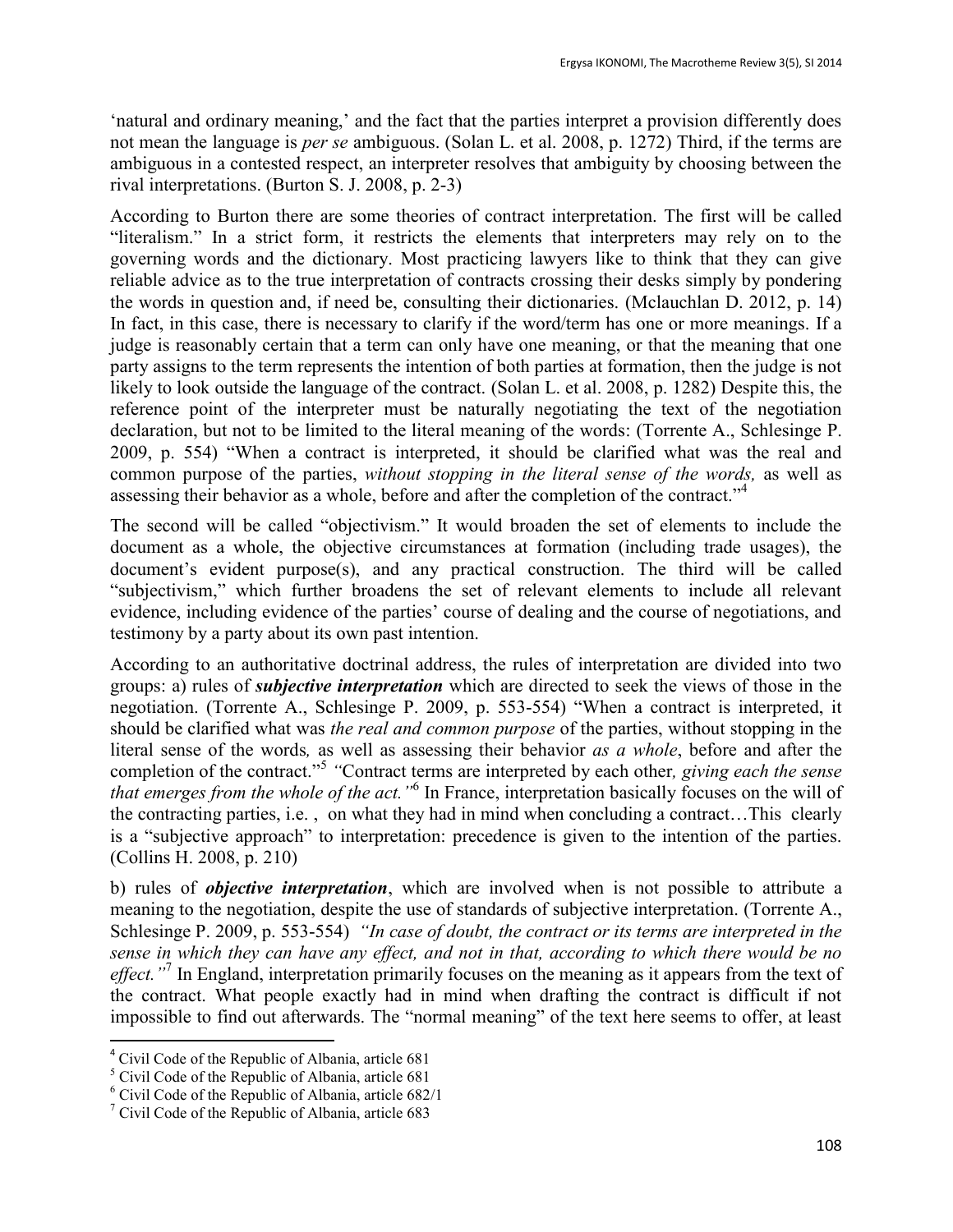'natural and ordinary meaning,' and the fact that the parties interpret a provision differently does not mean the language is *per se* ambiguous. (Solan L. et al. 2008, p. 1272) Third, if the terms are ambiguous in a contested respect, an interpreter resolves that ambiguity by choosing between the rival interpretations. (Burton S. J. 2008, p. 2-3)

According to Burton there are some theories of contract interpretation. The first will be called "literalism." In a strict form, it restricts the elements that interpreters may rely on to the governing words and the dictionary. Most practicing lawyers like to think that they can give reliable advice as to the true interpretation of contracts crossing their desks simply by pondering the words in question and, if need be, consulting their dictionaries. (Mclauchlan D. 2012, p. 14) In fact, in this case, there is necessary to clarify if the word/term has one or more meanings. If a judge is reasonably certain that a term can only have one meaning, or that the meaning that one party assigns to the term represents the intention of both parties at formation, then the judge is not likely to look outside the language of the contract. (Solan L. et al. 2008, p. 1282) Despite this, the reference point of the interpreter must be naturally negotiating the text of the negotiation declaration, but not to be limited to the literal meaning of the words: (Torrente A., Schlesinge P. 2009, p. 554) "When a contract is interpreted, it should be clarified what was the real and common purpose of the parties, *without stopping in the literal sense of the words,* as well as assessing their behavior as a whole, before and after the completion of the contract."[4]

The second will be called "objectivism." It would broaden the set of elements to include the document as a whole, the objective circumstances at formation (including trade usages), the document's evident purpose(s), and any practical construction. The third will be called "subjectivism," which further broadens the set of relevant elements to include all relevant evidence, including evidence of the parties' course of dealing and the course of negotiations, and testimony by a party about its own past intention.

According to an authoritative doctrinal address, the rules of interpretation are divided into two groups: a) rules of ***subjective interpretation*** which are directed to seek the views of those in the negotiation. (Torrente A., Schlesinge P. 2009, p. 553-554) "When a contract is interpreted, it should be clarified what was *the real and common purpose* of the parties, without stopping in the literal sense of the words*,* as well as assessing their behavior *as a whole*, before and after the completion of the contract."[5] *"*Contract terms are interpreted by each other*, giving each the sense that emerges from the whole of the act."*[6] In France, interpretation basically focuses on the will of the contracting parties, i.e. , on what they had in mind when concluding a contract…This clearly is a "subjective approach" to interpretation: precedence is given to the intention of the parties. (Collins H. 2008, p. 210)

b) rules of ***objective interpretation***, which are involved when is not possible to attribute a meaning to the negotiation, despite the use of standards of subjective interpretation. (Torrente A., Schlesinge P. 2009, p. 553-554) *"In case of doubt, the contract or its terms are interpreted in the sense in which they can have any effect, and not in that, according to which there would be no effect."*[7] In England, interpretation primarily focuses on the meaning as it appears from the text of the contract. What people exactly had in mind when drafting the contract is difficult if not impossible to find out afterwards. The "normal meaning" of the text here seems to offer, at least

---

[4] Civil Code of the Republic of Albania, article 681

[5] Civil Code of the Republic of Albania, article 681

[6] Civil Code of the Republic of Albania, article 682/1

[7] Civil Code of the Republic of Albania, article 683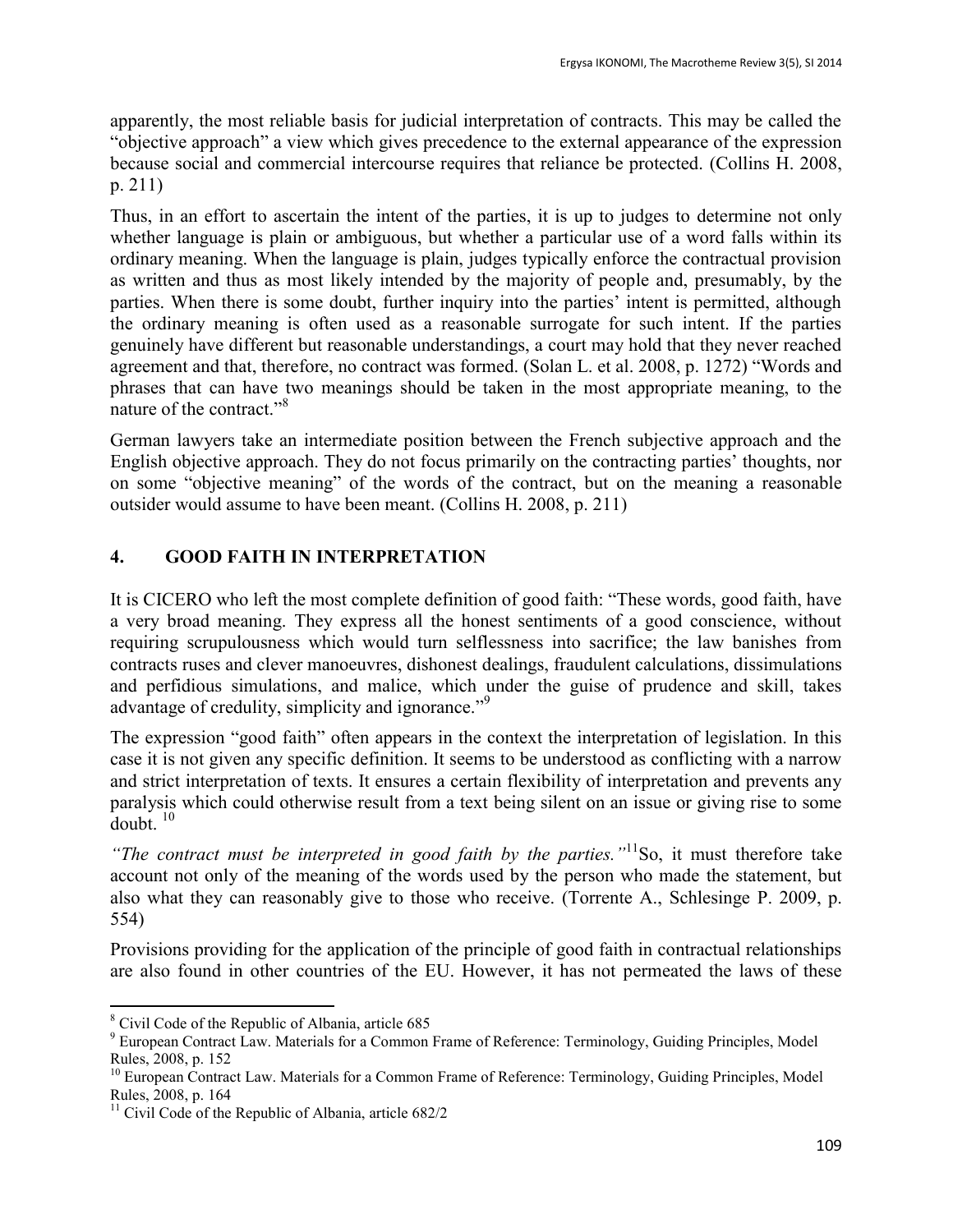apparently, the most reliable basis for judicial interpretation of contracts. This may be called the "objective approach" a view which gives precedence to the external appearance of the expression because social and commercial intercourse requires that reliance be protected. (Collins H. 2008, p. 211)

Thus, in an effort to ascertain the intent of the parties, it is up to judges to determine not only whether language is plain or ambiguous, but whether a particular use of a word falls within its ordinary meaning. When the language is plain, judges typically enforce the contractual provision as written and thus as most likely intended by the majority of people and, presumably, by the parties. When there is some doubt, further inquiry into the parties' intent is permitted, although the ordinary meaning is often used as a reasonable surrogate for such intent. If the parties genuinely have different but reasonable understandings, a court may hold that they never reached agreement and that, therefore, no contract was formed. (Solan L. et al. 2008, p. 1272) "Words and phrases that can have two meanings should be taken in the most appropriate meaning, to the nature of the contract."[8]

German lawyers take an intermediate position between the French subjective approach and the English objective approach. They do not focus primarily on the contracting parties' thoughts, nor on some "objective meaning" of the words of the contract, but on the meaning a reasonable outsider would assume to have been meant. (Collins H. 2008, p. 211)

## 4. GOOD FAITH IN INTERPRETATION

It is CICERO who left the most complete definition of good faith: "These words, good faith, have a very broad meaning. They express all the honest sentiments of a good conscience, without requiring scrupulousness which would turn selflessness into sacrifice; the law banishes from contracts ruses and clever manoeuvres, dishonest dealings, fraudulent calculations, dissimulations and perfidious simulations, and malice, which under the guise of prudence and skill, takes advantage of credulity, simplicity and ignorance."[9]

The expression "good faith" often appears in the context the interpretation of legislation. In this case it is not given any specific definition. It seems to be understood as conflicting with a narrow and strict interpretation of texts. It ensures a certain flexibility of interpretation and prevents any paralysis which could otherwise result from a text being silent on an issue or giving rise to some doubt. [10]

*"The contract must be interpreted in good faith by the parties."*[11] So, it must therefore take account not only of the meaning of the words used by the person who made the statement, but also what they can reasonably give to those who receive. (Torrente A., Schlesinge P. 2009, p. 554)

Provisions providing for the application of the principle of good faith in contractual relationships are also found in other countries of the EU. However, it has not permeated the laws of these

---

[8] Civil Code of the Republic of Albania, article 685

[9] European Contract Law. Materials for a Common Frame of Reference: Terminology, Guiding Principles, Model Rules, 2008, p. 152

[10] European Contract Law. Materials for a Common Frame of Reference: Terminology, Guiding Principles, Model Rules, 2008, p. 164

[11] Civil Code of the Republic of Albania, article 682/2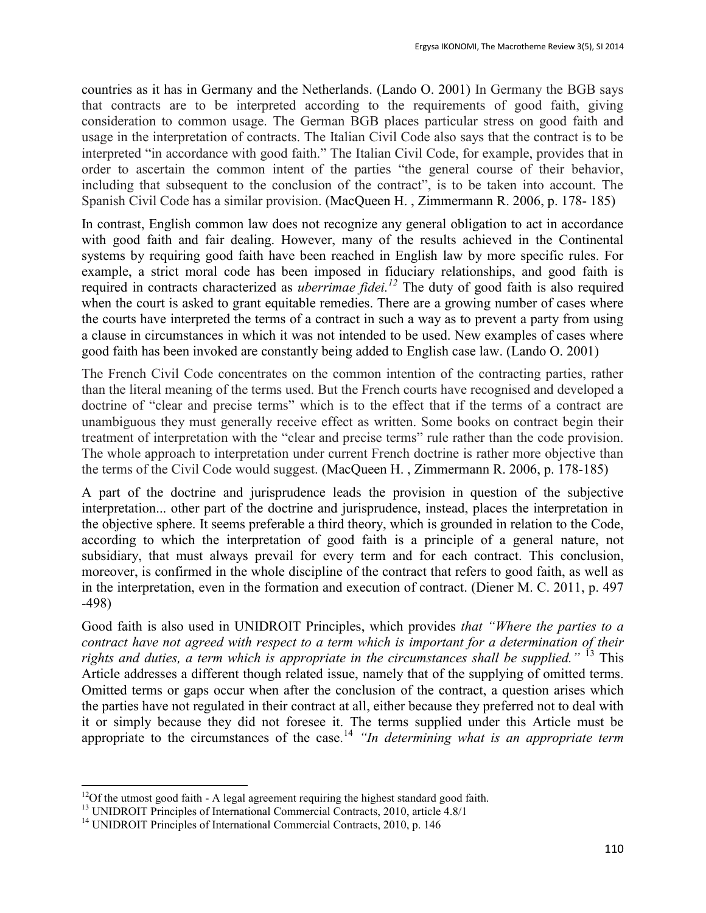countries as it has in Germany and the Netherlands. (Lando O. 2001) In Germany the BGB says that contracts are to be interpreted according to the requirements of good faith, giving consideration to common usage. The German BGB places particular stress on good faith and usage in the interpretation of contracts. The Italian Civil Code also says that the contract is to be interpreted "in accordance with good faith." The Italian Civil Code, for example, provides that in order to ascertain the common intent of the parties "the general course of their behavior, including that subsequent to the conclusion of the contract", is to be taken into account. The Spanish Civil Code has a similar provision. (MacQueen H. , Zimmermann R. 2006, p. 178- 185)

In contrast, English common law does not recognize any general obligation to act in accordance with good faith and fair dealing. However, many of the results achieved in the Continental systems by requiring good faith have been reached in English law by more specific rules. For example, a strict moral code has been imposed in fiduciary relationships, and good faith is required in contracts characterized as *uberrimae fidei.*[12] The duty of good faith is also required when the court is asked to grant equitable remedies. There are a growing number of cases where the courts have interpreted the terms of a contract in such a way as to prevent a party from using a clause in circumstances in which it was not intended to be used. New examples of cases where good faith has been invoked are constantly being added to English case law. (Lando O. 2001)

The French Civil Code concentrates on the common intention of the contracting parties, rather than the literal meaning of the terms used. But the French courts have recognised and developed a doctrine of "clear and precise terms" which is to the effect that if the terms of a contract are unambiguous they must generally receive effect as written. Some books on contract begin their treatment of interpretation with the "clear and precise terms" rule rather than the code provision. The whole approach to interpretation under current French doctrine is rather more objective than the terms of the Civil Code would suggest. (MacQueen H. , Zimmermann R. 2006, p. 178-185)

A part of the doctrine and jurisprudence leads the provision in question of the subjective interpretation... other part of the doctrine and jurisprudence, instead, places the interpretation in the objective sphere. It seems preferable a third theory, which is grounded in relation to the Code, according to which the interpretation of good faith is a principle of a general nature, not subsidiary, that must always prevail for every term and for each contract. This conclusion, moreover, is confirmed in the whole discipline of the contract that refers to good faith, as well as in the interpretation, even in the formation and execution of contract. (Diener M. C. 2011, p. 497 -498)

Good faith is also used in UNIDROIT Principles, which provides *that "Where the parties to a contract have not agreed with respect to a term which is important for a determination of their rights and duties, a term which is appropriate in the circumstances shall be supplied."* [13] This Article addresses a different though related issue, namely that of the supplying of omitted terms. Omitted terms or gaps occur when after the conclusion of the contract, a question arises which the parties have not regulated in their contract at all, either because they preferred not to deal with it or simply because they did not foresee it. The terms supplied under this Article must be appropriate to the circumstances of the case.[14] *"In determining what is an appropriate term*

---

[12] Of the utmost good faith - A legal agreement requiring the highest standard good faith.

[13] UNIDROIT Principles of International Commercial Contracts, 2010, article 4.8/1

[14] UNIDROIT Principles of International Commercial Contracts, 2010, p. 146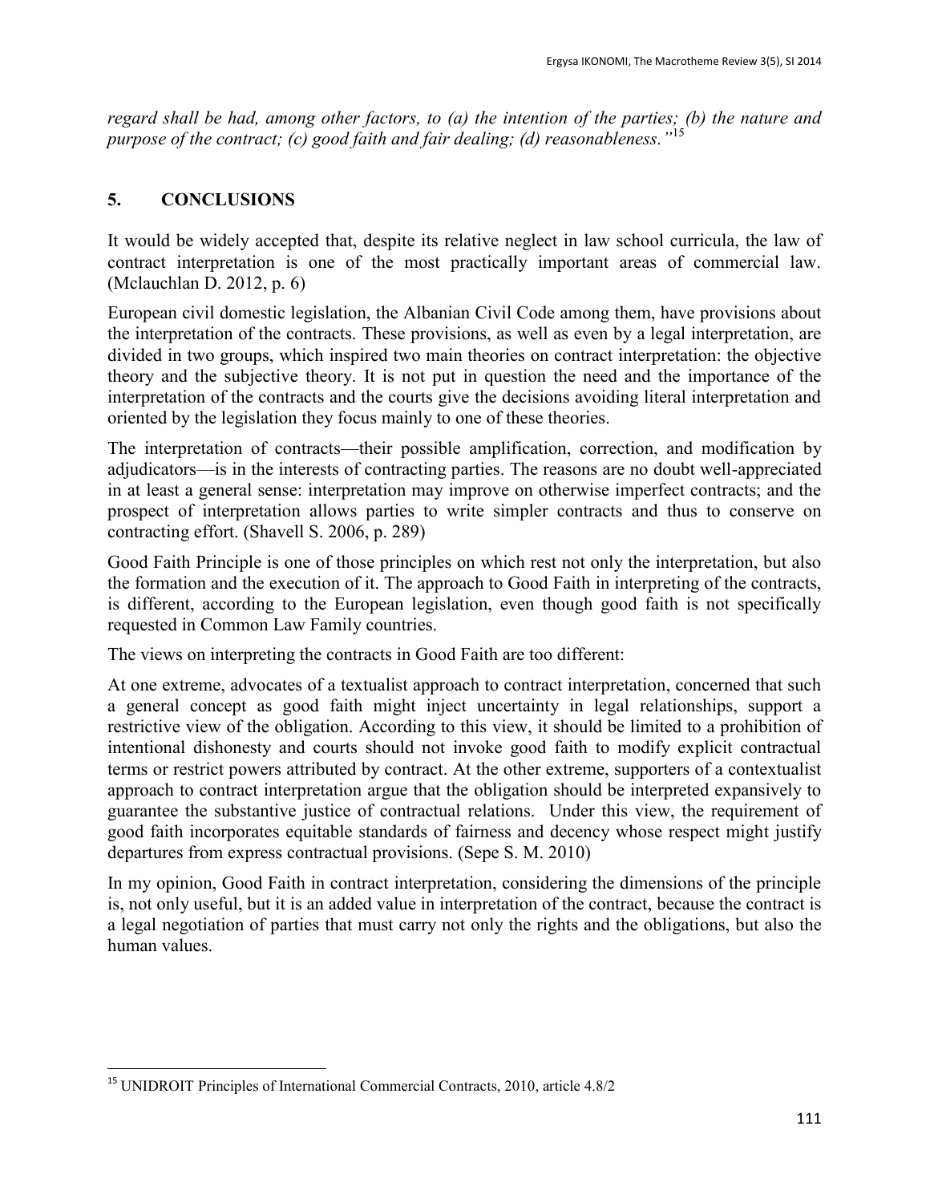*regard shall be had, among other factors, to (a) the intention of the parties; (b) the nature and purpose of the contract; (c) good faith and fair dealing; (d) reasonableness."*[15]

## 5. CONCLUSIONS

It would be widely accepted that, despite its relative neglect in law school curricula, the law of contract interpretation is one of the most practically important areas of commercial law. (Mclauchlan D. 2012, p. 6)

European civil domestic legislation, the Albanian Civil Code among them, have provisions about the interpretation of the contracts. These provisions, as well as even by a legal interpretation, are divided in two groups, which inspired two main theories on contract interpretation: the objective theory and the subjective theory. It is not put in question the need and the importance of the interpretation of the contracts and the courts give the decisions avoiding literal interpretation and oriented by the legislation they focus mainly to one of these theories.

The interpretation of contracts—their possible amplification, correction, and modification by adjudicators—is in the interests of contracting parties. The reasons are no doubt well-appreciated in at least a general sense: interpretation may improve on otherwise imperfect contracts; and the prospect of interpretation allows parties to write simpler contracts and thus to conserve on contracting effort. (Shavell S. 2006, p. 289)

Good Faith Principle is one of those principles on which rest not only the interpretation, but also the formation and the execution of it. The approach to Good Faith in interpreting of the contracts, is different, according to the European legislation, even though good faith is not specifically requested in Common Law Family countries.

The views on interpreting the contracts in Good Faith are too different:

At one extreme, advocates of a textualist approach to contract interpretation, concerned that such a general concept as good faith might inject uncertainty in legal relationships, support a restrictive view of the obligation. According to this view, it should be limited to a prohibition of intentional dishonesty and courts should not invoke good faith to modify explicit contractual terms or restrict powers attributed by contract. At the other extreme, supporters of a contextualist approach to contract interpretation argue that the obligation should be interpreted expansively to guarantee the substantive justice of contractual relations. Under this view, the requirement of good faith incorporates equitable standards of fairness and decency whose respect might justify departures from express contractual provisions. (Sepe S. M. 2010)

In my opinion, Good Faith in contract interpretation, considering the dimensions of the principle is, not only useful, but it is an added value in interpretation of the contract, because the contract is a legal negotiation of parties that must carry not only the rights and the obligations, but also the human values.

---

[15] UNIDROIT Principles of International Commercial Contracts, 2010, article 4.8/2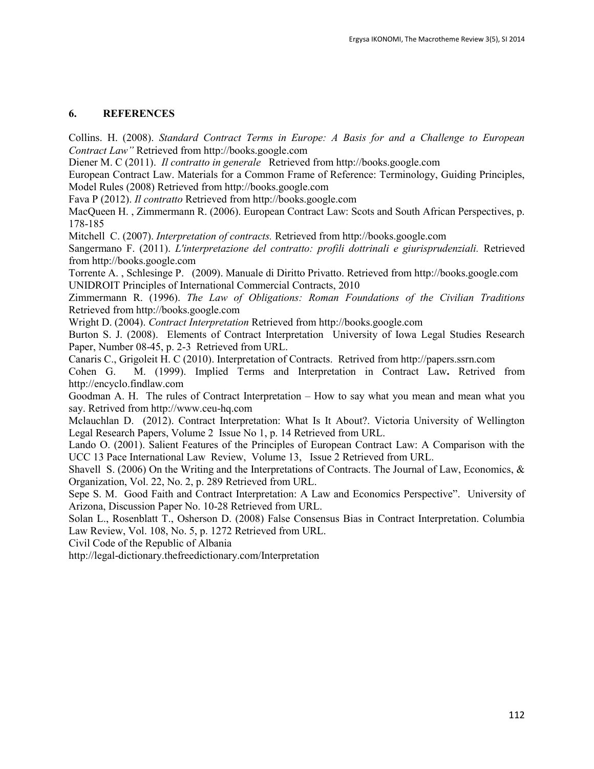## 6. REFERENCES

Collins. H. (2008). *Standard Contract Terms in Europe: A Basis for and a Challenge to European Contract Law"* Retrieved from http://books.google.com

Diener M. C (2011). *Il contratto in generale* Retrieved from http://books.google.com

European Contract Law. Materials for a Common Frame of Reference: Terminology, Guiding Principles, Model Rules (2008) Retrieved from http://books.google.com

Fava P (2012). *Il contratto* Retrieved from http://books.google.com

MacQueen H. , Zimmermann R. (2006). European Contract Law: Scots and South African Perspectives, p. 178-185

Mitchell C. (2007). *Interpretation of contracts.* Retrieved from http://books.google.com

Sangermano F. (2011). *L'interpretazione del contratto: profili dottrinali e giurisprudenziali.* Retrieved from http://books.google.com

Torrente A. , Schlesinge P. (2009). Manuale di Diritto Privatto. Retrieved from http://books.google.com

UNIDROIT Principles of International Commercial Contracts, 2010

Zimmermann R. (1996). *The Law of Obligations: Roman Foundations of the Civilian Traditions* Retrieved from http://books.google.com

Wright D. (2004). *Contract Interpretation* Retrieved from http://books.google.com

Burton S. J. (2008). Elements of Contract Interpretation University of Iowa Legal Studies Research Paper, Number 08-45, p. 2-3 Retrieved from URL.

Canaris C., Grigoleit H. C (2010). Interpretation of Contracts. Retrived from http://papers.ssrn.com

Cohen G. M. (1999). Implied Terms and Interpretation in Contract Law**.** Retrived from http://encyclo.findlaw.com

Goodman A. H. The rules of Contract Interpretation – How to say what you mean and mean what you say. Retrived from http://www.ceu-hq.com

Mclauchlan D. (2012). Contract Interpretation: What Is It About?. Victoria University of Wellington Legal Research Papers, Volume 2 Issue No 1, p. 14 Retrieved from URL.

Lando O. (2001). Salient Features of the Principles of European Contract Law: A Comparison with the UCC 13 Pace International Law Review, Volume 13, Issue 2 Retrieved from URL.

Shavell S. (2006) On the Writing and the Interpretations of Contracts. The Journal of Law, Economics, & Organization, Vol. 22, No. 2, p. 289 Retrieved from URL.

Sepe S. M. Good Faith and Contract Interpretation: A Law and Economics Perspective". University of Arizona, Discussion Paper No. 10-28 Retrieved from URL.

Solan L., Rosenblatt T., Osherson D. (2008) False Consensus Bias in Contract Interpretation. Columbia Law Review, Vol. 108, No. 5, p. 1272 Retrieved from URL.

Civil Code of the Republic of Albania

http://legal-dictionary.thefreedictionary.com/Interpretation